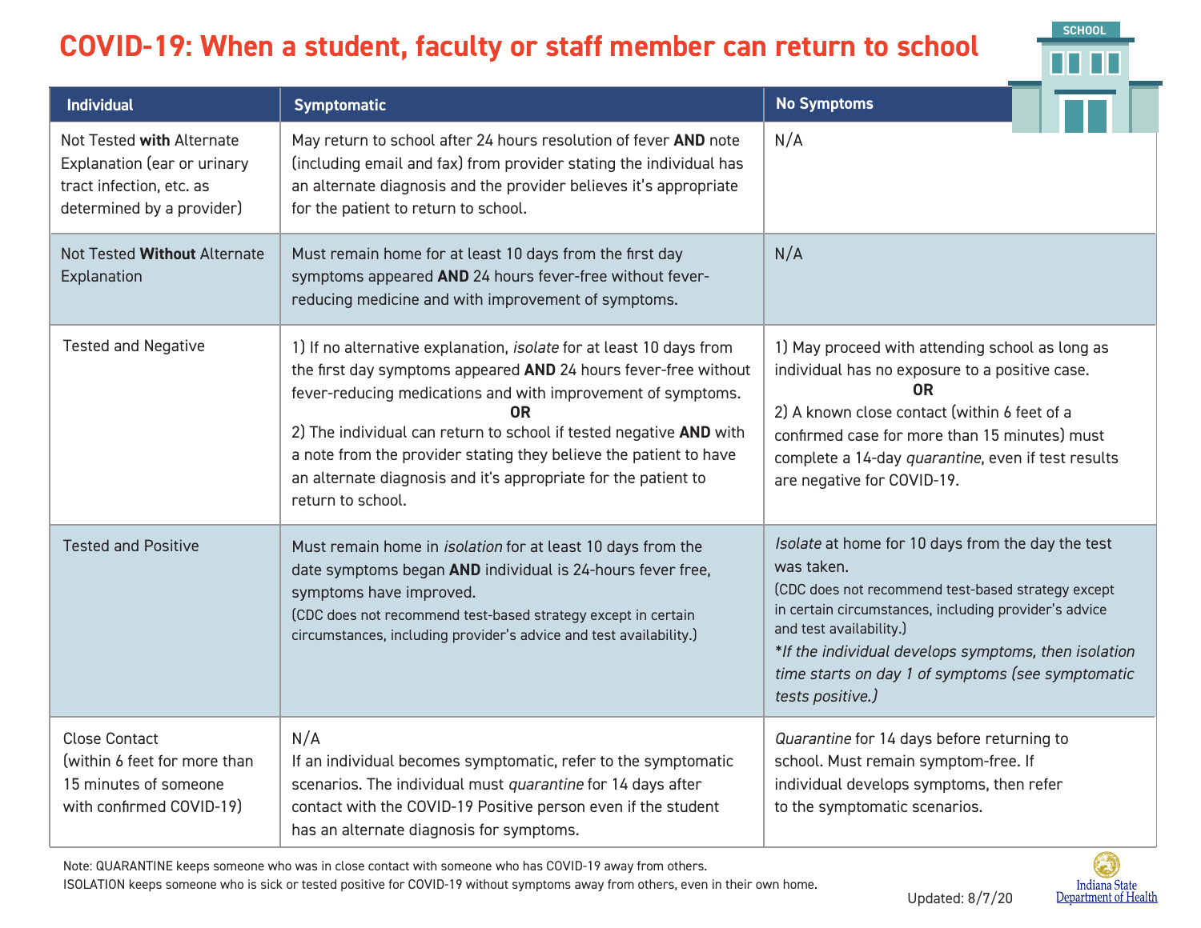# COVID-19: When a student, faculty or staff member can return to school

| Individual | Symptomatic | No Symptoms |
|---|---|---|
| Not Tested **with** Alternate Explanation (ear or urinary tract infection, etc. as determined by a provider) | May return to school after 24 hours resolution of fever **AND** note (including email and fax) from provider stating the individual has an alternate diagnosis and the provider believes it's appropriate for the patient to return to school. | N/A |
| Not Tested **Without** Alternate Explanation | Must remain home for at least 10 days from the first day symptoms appeared **AND** 24 hours fever-free without fever-reducing medicine and with improvement of symptoms. | N/A |
| Tested and Negative | 1) If no alternative explanation, *isolate* for at least 10 days from the first day symptoms appeared **AND** 24 hours fever-free without fever-reducing medications and with improvement of symptoms. **OR** 2) The individual can return to school if tested negative **AND** with a note from the provider stating they believe the patient to have an alternate diagnosis and it's appropriate for the patient to return to school. | 1) May proceed with attending school as long as individual has no exposure to a positive case. **OR** 2) A known close contact (within 6 feet of a confirmed case for more than 15 minutes) must complete a 14-day *quarantine*, even if test results are negative for COVID-19. |
| Tested and Positive | Must remain home in *isolation* for at least 10 days from the date symptoms began **AND** individual is 24-hours fever free, symptoms have improved. (CDC does not recommend test-based strategy except in certain circumstances, including provider's advice and test availability.) | *Isolate* at home for 10 days from the day the test was taken. (CDC does not recommend test-based strategy except in certain circumstances, including provider's advice and test availability.) *\*If the individual develops symptoms, then isolation time starts on day 1 of symptoms (see symptomatic tests positive.)* |
| Close Contact (within 6 feet for more than 15 minutes of someone with confirmed COVID-19) | N/A If an individual becomes symptomatic, refer to the symptomatic scenarios. The individual must *quarantine* for 14 days after contact with the COVID-19 Positive person even if the student has an alternate diagnosis for symptoms. | *Quarantine* for 14 days before returning to school. Must remain symptom-free. If individual develops symptoms, then refer to the symptomatic scenarios. |

Note: QUARANTINE keeps someone who was in close contact with someone who has COVID-19 away from others.
ISOLATION keeps someone who is sick or tested positive for COVID-19 without symptoms away from others, even in their own home.

Updated: 8/7/20

Indiana State Department of Health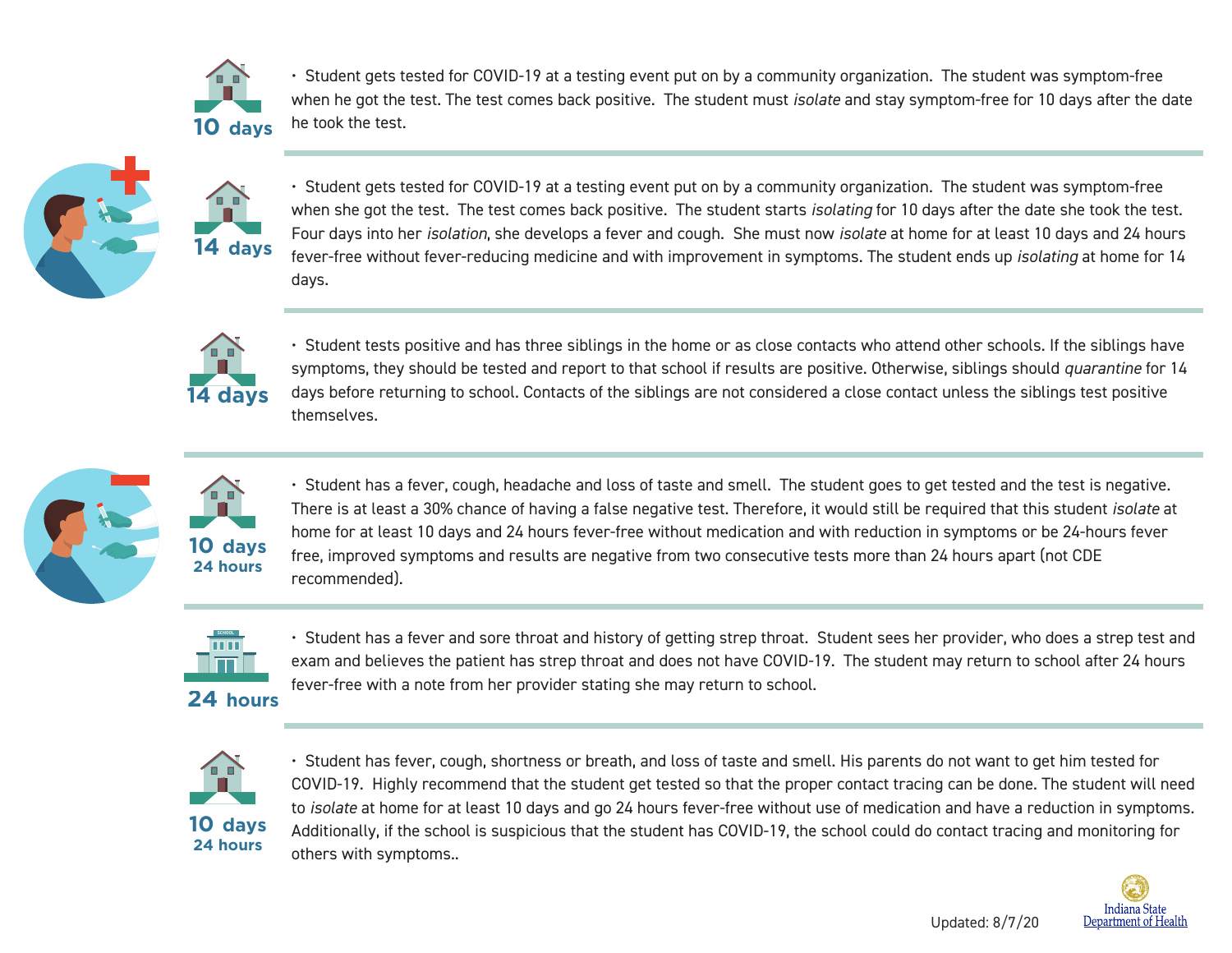**10 days**

- Student gets tested for COVID-19 at a testing event put on by a community organization. The student was symptom-free when he got the test. The test comes back positive. The student must *isolate* and stay symptom-free for 10 days after the date he took the test.

**14 days**

- Student gets tested for COVID-19 at a testing event put on by a community organization. The student was symptom-free when she got the test. The test comes back positive. The student starts *isolating* for 10 days after the date she took the test. Four days into her *isolation*, she develops a fever and cough. She must now *isolate* at home for at least 10 days and 24 hours fever-free without fever-reducing medicine and with improvement in symptoms. The student ends up *isolating* at home for 14 days.

**14 days**

- Student tests positive and has three siblings in the home or as close contacts who attend other schools. If the siblings have symptoms, they should be tested and report to that school if results are positive. Otherwise, siblings should *quarantine* for 14 days before returning to school. Contacts of the siblings are not considered a close contact unless the siblings test positive themselves.

**10 days**
**24 hours**

- Student has a fever, cough, headache and loss of taste and smell. The student goes to get tested and the test is negative. There is at least a 30% chance of having a false negative test. Therefore, it would still be required that this student *isolate* at home for at least 10 days and 24 hours fever-free without medication and with reduction in symptoms or be 24-hours fever free, improved symptoms and results are negative from two consecutive tests more than 24 hours apart (not CDE recommended).

**24 hours**

- Student has a fever and sore throat and history of getting strep throat. Student sees her provider, who does a strep test and exam and believes the patient has strep throat and does not have COVID-19. The student may return to school after 24 hours fever-free with a note from her provider stating she may return to school.

**10 days**
**24 hours**

- Student has fever, cough, shortness or breath, and loss of taste and smell. His parents do not want to get him tested for COVID-19. Highly recommend that the student get tested so that the proper contact tracing can be done. The student will need to *isolate* at home for at least 10 days and go 24 hours fever-free without use of medication and have a reduction in symptoms. Additionally, if the school is suspicious that the student has COVID-19, the school could do contact tracing and monitoring for others with symptoms..

Updated: 8/7/20

Indiana State Department of Health